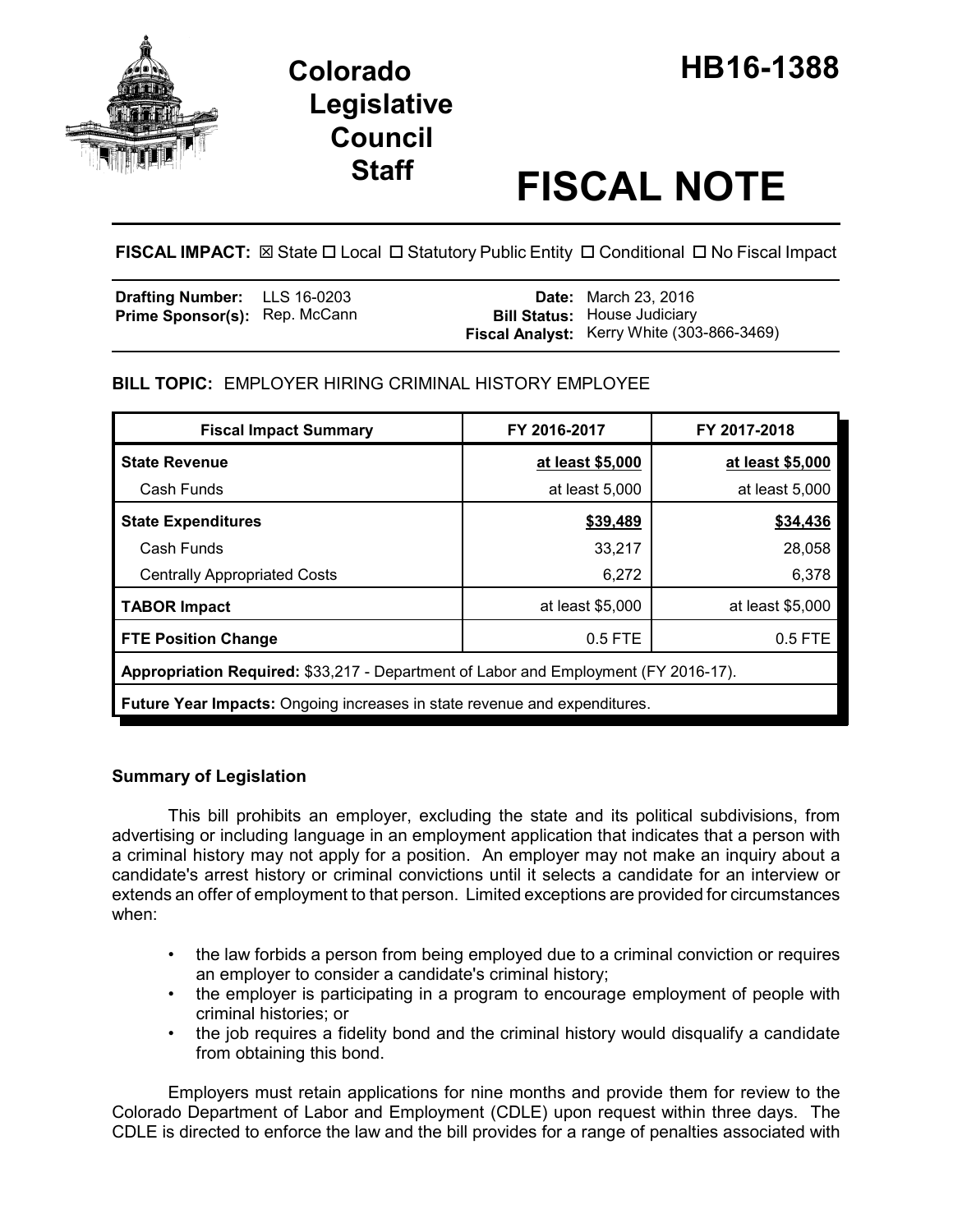# Colorado Legislative Council Staff

# HB16-1388

# FISCAL NOTE

**FISCAL IMPACT:** ☒ State ☐ Local ☐ Statutory Public Entity ☐ Conditional ☐ No Fiscal Impact

| | | | |
|---|---|---|---|
| **Drafting Number:** | LLS 16-0203 | **Date:** | March 23, 2016 |
| **Prime Sponsor(s):** | Rep. McCann | **Bill Status:** | House Judiciary |
| | | **Fiscal Analyst:** | Kerry White (303-866-3469) |

## BILL TOPIC: EMPLOYER HIRING CRIMINAL HISTORY EMPLOYEE

| Fiscal Impact Summary | FY 2016-2017 | FY 2017-2018 |
|---|---|---|
| **State Revenue** | **at least $5,000** | **at least $5,000** |
| Cash Funds | at least 5,000 | at least 5,000 |
| **State Expenditures** | **$39,489** | **$34,436** |
| Cash Funds | 33,217 | 28,058 |
| Centrally Appropriated Costs | 6,272 | 6,378 |
| **TABOR Impact** | at least $5,000 | at least $5,000 |
| **FTE Position Change** | 0.5 FTE | 0.5 FTE |
| **Appropriation Required:** $33,217 - Department of Labor and Employment (FY 2016-17). | | |
| **Future Year Impacts:** Ongoing increases in state revenue and expenditures. | | |

### Summary of Legislation

This bill prohibits an employer, excluding the state and its political subdivisions, from advertising or including language in an employment application that indicates that a person with a criminal history may not apply for a position. An employer may not make an inquiry about a candidate's arrest history or criminal convictions until it selects a candidate for an interview or extends an offer of employment to that person. Limited exceptions are provided for circumstances when:

- the law forbids a person from being employed due to a criminal conviction or requires an employer to consider a candidate's criminal history;
- the employer is participating in a program to encourage employment of people with criminal histories; or
- the job requires a fidelity bond and the criminal history would disqualify a candidate from obtaining this bond.

Employers must retain applications for nine months and provide them for review to the Colorado Department of Labor and Employment (CDLE) upon request within three days. The CDLE is directed to enforce the law and the bill provides for a range of penalties associated with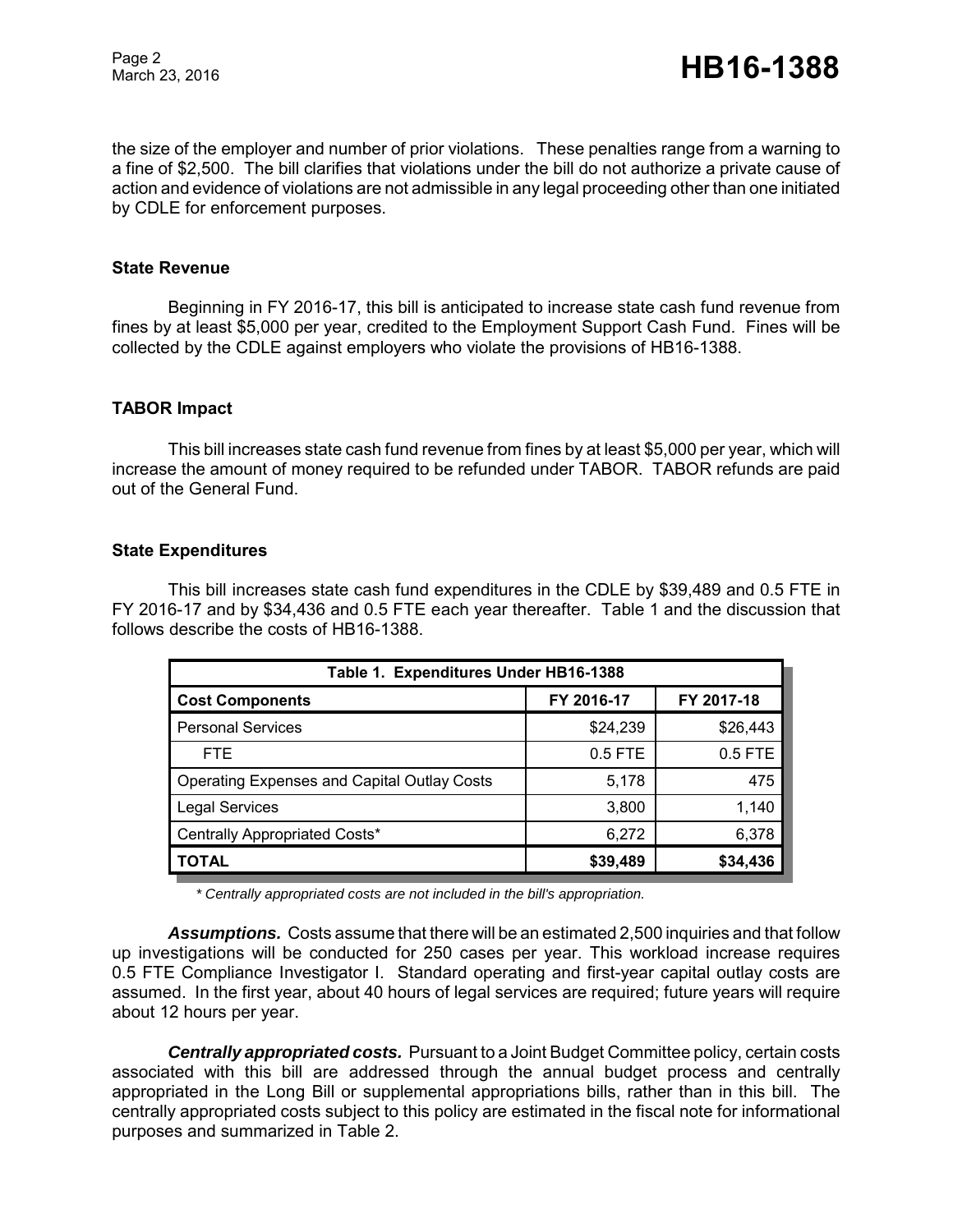the size of the employer and number of prior violations. These penalties range from a warning to a fine of $2,500. The bill clarifies that violations under the bill do not authorize a private cause of action and evidence of violations are not admissible in any legal proceeding other than one initiated by CDLE for enforcement purposes.

### State Revenue

Beginning in FY 2016-17, this bill is anticipated to increase state cash fund revenue from fines by at least $5,000 per year, credited to the Employment Support Cash Fund. Fines will be collected by the CDLE against employers who violate the provisions of HB16-1388.

### TABOR Impact

This bill increases state cash fund revenue from fines by at least $5,000 per year, which will increase the amount of money required to be refunded under TABOR. TABOR refunds are paid out of the General Fund.

### State Expenditures

This bill increases state cash fund expenditures in the CDLE by $39,489 and 0.5 FTE in FY 2016-17 and by $34,436 and 0.5 FTE each year thereafter. Table 1 and the discussion that follows describe the costs of HB16-1388.

| Table 1. Expenditures Under HB16-1388 | | |
|---|---|---|
| **Cost Components** | **FY 2016-17** | **FY 2017-18** |
| Personal Services | $24,239 | $26,443 |
| FTE | 0.5 FTE | 0.5 FTE |
| Operating Expenses and Capital Outlay Costs | 5,178 | 475 |
| Legal Services | 3,800 | 1,140 |
| Centrally Appropriated Costs* | 6,272 | 6,378 |
| **TOTAL** | **$39,489** | **$34,436** |

*\* Centrally appropriated costs are not included in the bill's appropriation.*

***Assumptions.*** Costs assume that there will be an estimated 2,500 inquiries and that follow up investigations will be conducted for 250 cases per year. This workload increase requires 0.5 FTE Compliance Investigator I. Standard operating and first-year capital outlay costs are assumed. In the first year, about 40 hours of legal services are required; future years will require about 12 hours per year.

***Centrally appropriated costs.*** Pursuant to a Joint Budget Committee policy, certain costs associated with this bill are addressed through the annual budget process and centrally appropriated in the Long Bill or supplemental appropriations bills, rather than in this bill. The centrally appropriated costs subject to this policy are estimated in the fiscal note for informational purposes and summarized in Table 2.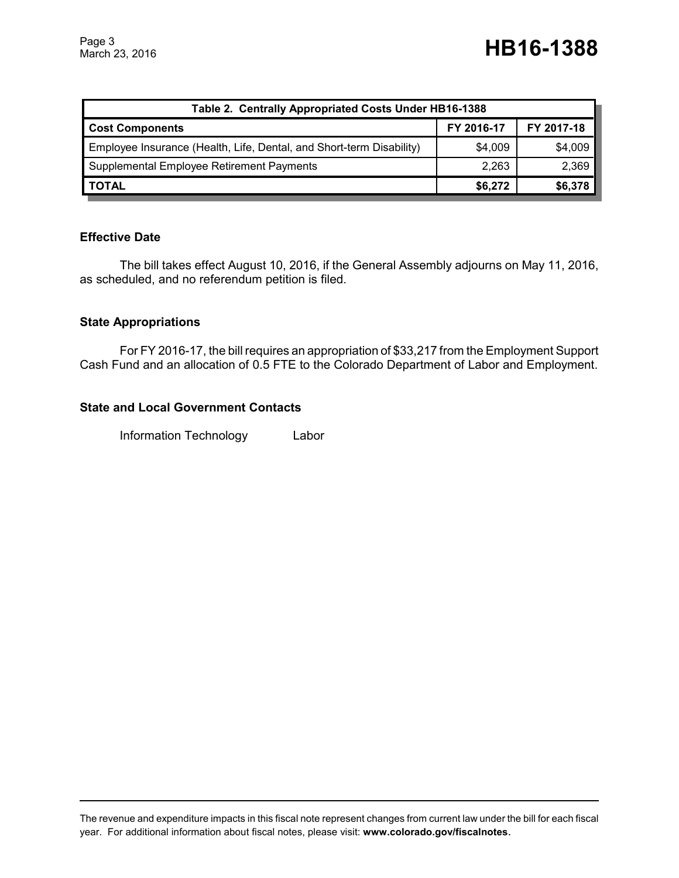| Table 2. Centrally Appropriated Costs Under HB16-1388 | | |
|---|---|---|
| **Cost Components** | **FY 2016-17** | **FY 2017-18** |
| Employee Insurance (Health, Life, Dental, and Short-term Disability) | $4,009 | $4,009 |
| Supplemental Employee Retirement Payments | 2,263 | 2,369 |
| **TOTAL** | **$6,272** | **$6,378** |

### Effective Date

The bill takes effect August 10, 2016, if the General Assembly adjourns on May 11, 2016, as scheduled, and no referendum petition is filed.

### State Appropriations

For FY 2016-17, the bill requires an appropriation of $33,217 from the Employment Support Cash Fund and an allocation of 0.5 FTE to the Colorado Department of Labor and Employment.

### State and Local Government Contacts

Information Technology Labor

The revenue and expenditure impacts in this fiscal note represent changes from current law under the bill for each fiscal year. For additional information about fiscal notes, please visit: **www.colorado.gov/fiscalnotes.**